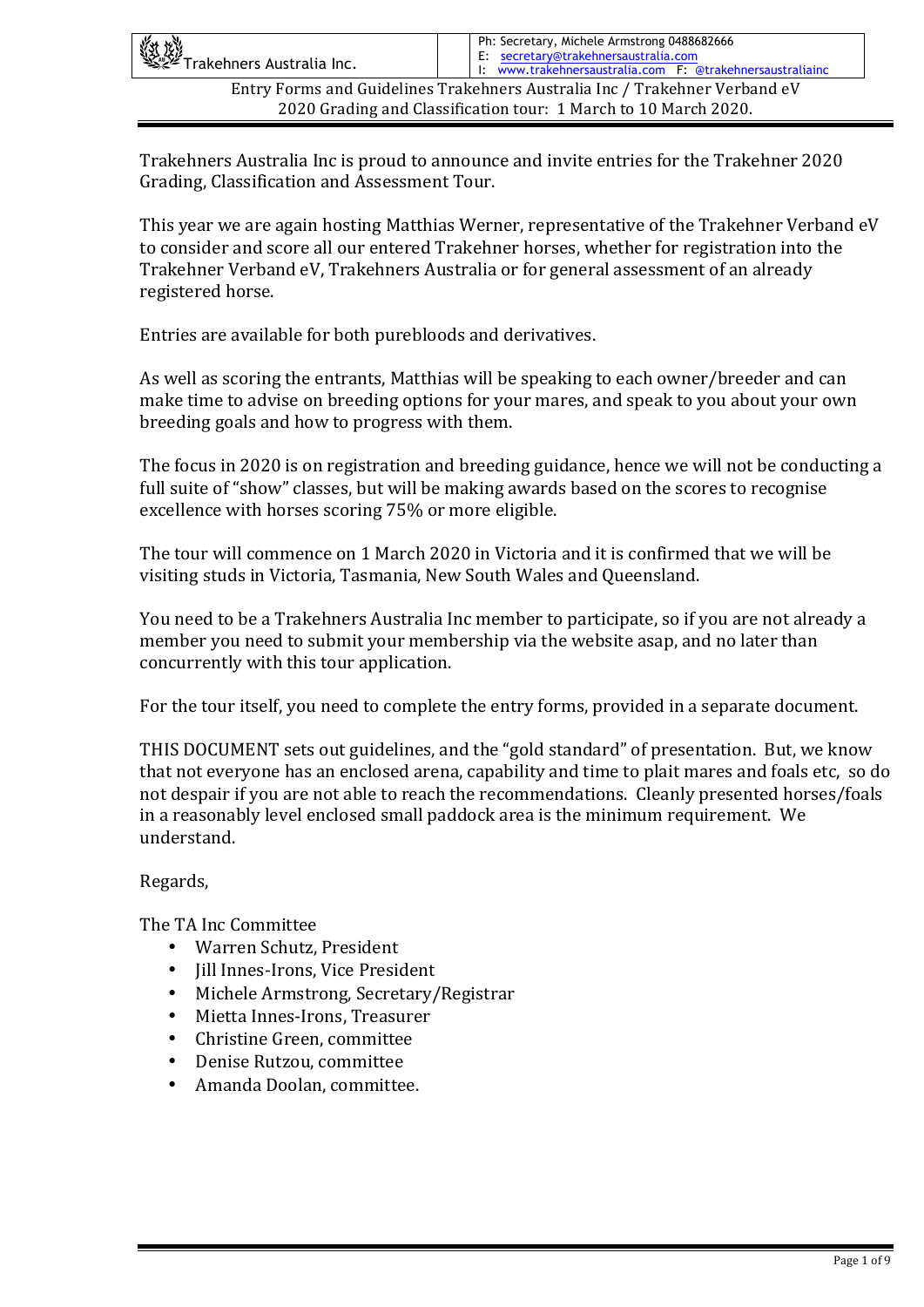Trakehners Australia Inc.

Ph: Secretary, Michele Armstrong 0488682666
E: secretary@trakehnersaustralia.com
I: www.trakehnersaustralia.com F: @trakehnersaustraliainc

Entry Forms and Guidelines Trakehners Australia Inc / Trakehner Verband eV
2020 Grading and Classification tour: 1 March to 10 March 2020.

Trakehners Australia Inc is proud to announce and invite entries for the Trakehner 2020 Grading, Classification and Assessment Tour.

This year we are again hosting Matthias Werner, representative of the Trakehner Verband eV to consider and score all our entered Trakehner horses, whether for registration into the Trakehner Verband eV, Trakehners Australia or for general assessment of an already registered horse.

Entries are available for both purebloods and derivatives.

As well as scoring the entrants, Matthias will be speaking to each owner/breeder and can make time to advise on breeding options for your mares, and speak to you about your own breeding goals and how to progress with them.

The focus in 2020 is on registration and breeding guidance, hence we will not be conducting a full suite of "show" classes, but will be making awards based on the scores to recognise excellence with horses scoring 75% or more eligible.

The tour will commence on 1 March 2020 in Victoria and it is confirmed that we will be visiting studs in Victoria, Tasmania, New South Wales and Queensland.

You need to be a Trakehners Australia Inc member to participate, so if you are not already a member you need to submit your membership via the website asap, and no later than concurrently with this tour application.

For the tour itself, you need to complete the entry forms, provided in a separate document.

THIS DOCUMENT sets out guidelines, and the "gold standard" of presentation. But, we know that not everyone has an enclosed arena, capability and time to plait mares and foals etc, so do not despair if you are not able to reach the recommendations. Cleanly presented horses/foals in a reasonably level enclosed small paddock area is the minimum requirement. We understand.

Regards,

The TA Inc Committee

- Warren Schutz, President
- Jill Innes-Irons, Vice President
- Michele Armstrong, Secretary/Registrar
- Mietta Innes-Irons, Treasurer
- Christine Green, committee
- Denise Rutzou, committee
- Amanda Doolan, committee.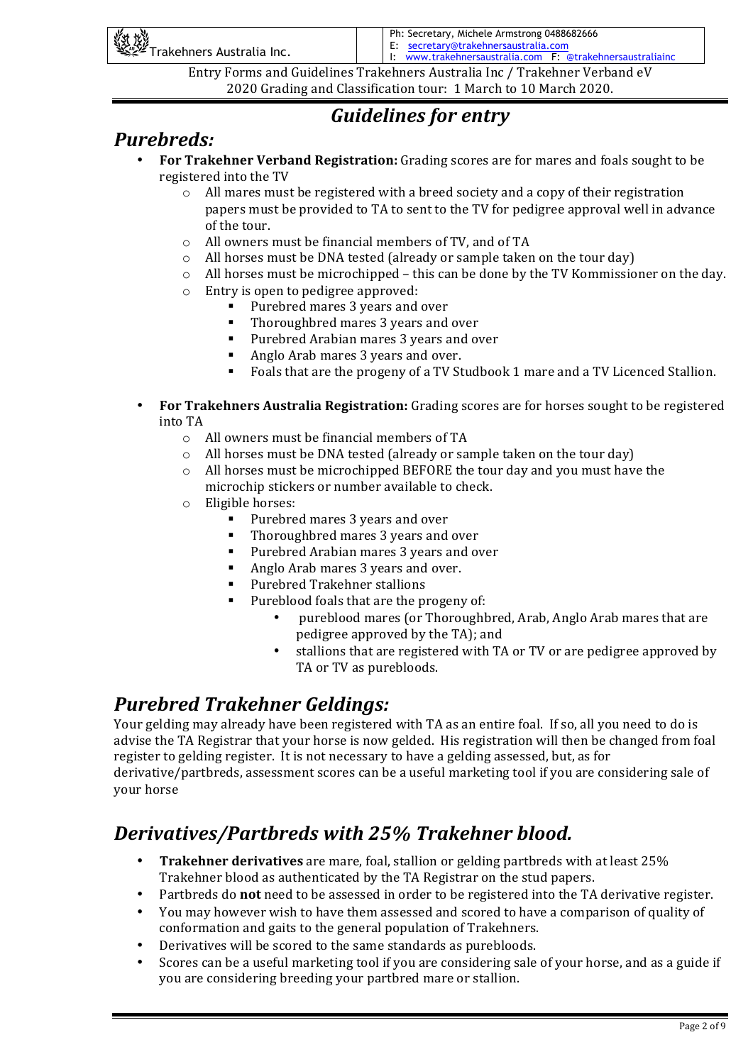# *Guidelines for entry*

## *Purebreds:*

- **For Trakehner Verband Registration:** Grading scores are for mares and foals sought to be registered into the TV
  - All mares must be registered with a breed society and a copy of their registration papers must be provided to TA to sent to the TV for pedigree approval well in advance of the tour.
  - All owners must be financial members of TV, and of TA
  - All horses must be DNA tested (already or sample taken on the tour day)
  - All horses must be microchipped – this can be done by the TV Kommissioner on the day.
  - Entry is open to pedigree approved:
    - Purebred mares 3 years and over
    - Thoroughbred mares 3 years and over
    - Purebred Arabian mares 3 years and over
    - Anglo Arab mares 3 years and over.
    - Foals that are the progeny of a TV Studbook 1 mare and a TV Licenced Stallion.

- **For Trakehners Australia Registration:** Grading scores are for horses sought to be registered into TA
  - All owners must be financial members of TA
  - All horses must be DNA tested (already or sample taken on the tour day)
  - All horses must be microchipped BEFORE the tour day and you must have the microchip stickers or number available to check.
  - Eligible horses:
    - Purebred mares 3 years and over
    - Thoroughbred mares 3 years and over
    - Purebred Arabian mares 3 years and over
    - Anglo Arab mares 3 years and over.
    - Purebred Trakehner stallions
    - Pureblood foals that are the progeny of:
      - pureblood mares (or Thoroughbred, Arab, Anglo Arab mares that are pedigree approved by the TA); and
      - stallions that are registered with TA or TV or are pedigree approved by TA or TV as purebloods.

## *Purebred Trakehner Geldings:*

Your gelding may already have been registered with TA as an entire foal. If so, all you need to do is advise the TA Registrar that your horse is now gelded. His registration will then be changed from foal register to gelding register. It is not necessary to have a gelding assessed, but, as for derivative/partbreds, assessment scores can be a useful marketing tool if you are considering sale of your horse

## *Derivatives/Partbreds with 25% Trakehner blood.*

- **Trakehner derivatives** are mare, foal, stallion or gelding partbreds with at least 25% Trakehner blood as authenticated by the TA Registrar on the stud papers.
- Partbreds do **not** need to be assessed in order to be registered into the TA derivative register.
- You may however wish to have them assessed and scored to have a comparison of quality of conformation and gaits to the general population of Trakehners.
- Derivatives will be scored to the same standards as purebloods.
- Scores can be a useful marketing tool if you are considering sale of your horse, and as a guide if you are considering breeding your partbred mare or stallion.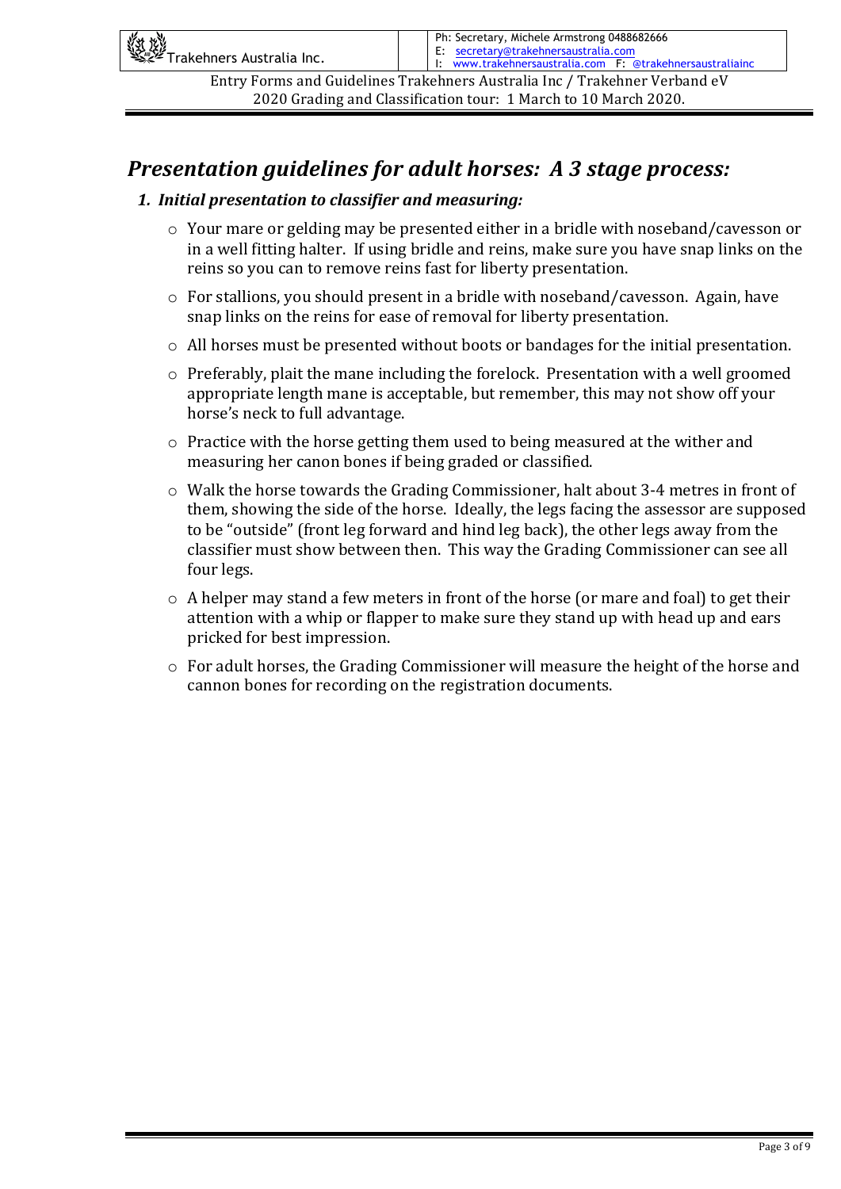## *Presentation guidelines for adult horses: A 3 stage process:*

### *1. Initial presentation to classifier and measuring:*

- Your mare or gelding may be presented either in a bridle with noseband/cavesson or in a well fitting halter. If using bridle and reins, make sure you have snap links on the reins so you can to remove reins fast for liberty presentation.
- For stallions, you should present in a bridle with noseband/cavesson. Again, have snap links on the reins for ease of removal for liberty presentation.
- All horses must be presented without boots or bandages for the initial presentation.
- Preferably, plait the mane including the forelock. Presentation with a well groomed appropriate length mane is acceptable, but remember, this may not show off your horse's neck to full advantage.
- Practice with the horse getting them used to being measured at the wither and measuring her canon bones if being graded or classified.
- Walk the horse towards the Grading Commissioner, halt about 3-4 metres in front of them, showing the side of the horse. Ideally, the legs facing the assessor are supposed to be "outside" (front leg forward and hind leg back), the other legs away from the classifier must show between then. This way the Grading Commissioner can see all four legs.
- A helper may stand a few meters in front of the horse (or mare and foal) to get their attention with a whip or flapper to make sure they stand up with head up and ears pricked for best impression.
- For adult horses, the Grading Commissioner will measure the height of the horse and cannon bones for recording on the registration documents.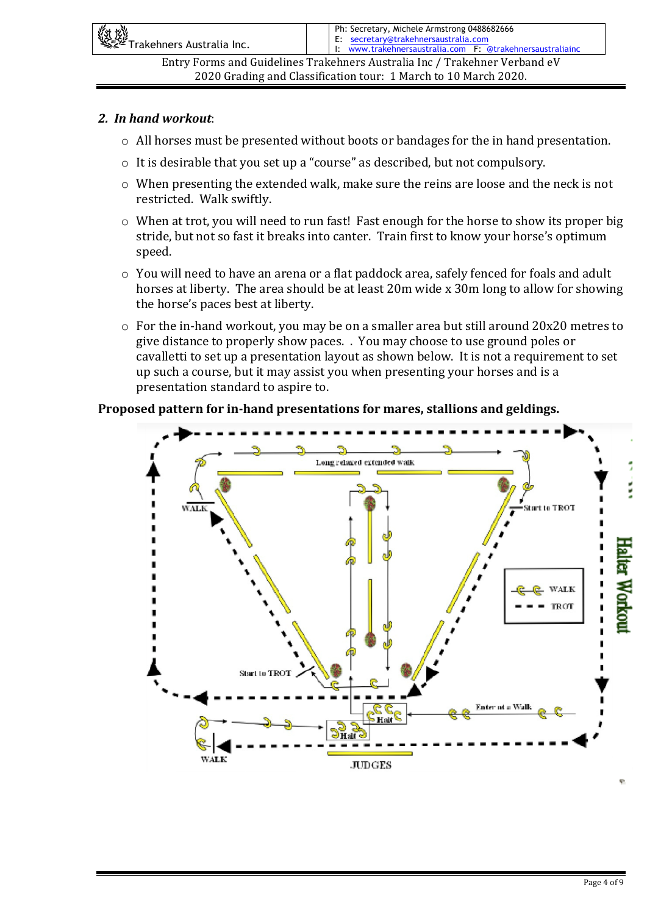## 2. *In hand workout*:

- All horses must be presented without boots or bandages for the in hand presentation.
- It is desirable that you set up a "course" as described, but not compulsory.
- When presenting the extended walk, make sure the reins are loose and the neck is not restricted. Walk swiftly.
- When at trot, you will need to run fast! Fast enough for the horse to show its proper big stride, but not so fast it breaks into canter. Train first to know your horse's optimum speed.
- You will need to have an arena or a flat paddock area, safely fenced for foals and adult horses at liberty. The area should be at least 20m wide x 30m long to allow for showing the horse's paces best at liberty.
- For the in-hand workout, you may be on a smaller area but still around 20x20 metres to give distance to properly show paces. . You may choose to use ground poles or cavalletti to set up a presentation layout as shown below. It is not a requirement to set up such a course, but it may assist you when presenting your horses and is a presentation standard to aspire to.

**Proposed pattern for in-hand presentations for mares, stallions and geldings.**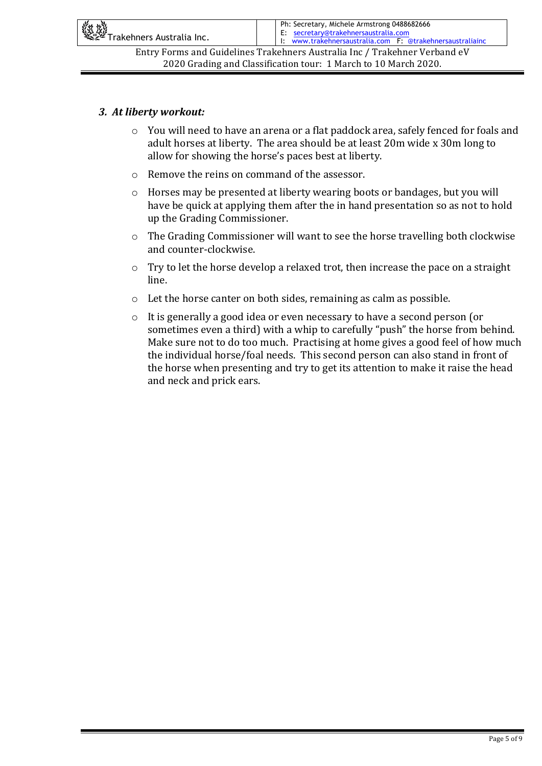### *3. At liberty workout:*

- You will need to have an arena or a flat paddock area, safely fenced for foals and adult horses at liberty. The area should be at least 20m wide x 30m long to allow for showing the horse's paces best at liberty.
- Remove the reins on command of the assessor.
- Horses may be presented at liberty wearing boots or bandages, but you will have be quick at applying them after the in hand presentation so as not to hold up the Grading Commissioner.
- The Grading Commissioner will want to see the horse travelling both clockwise and counter-clockwise.
- Try to let the horse develop a relaxed trot, then increase the pace on a straight line.
- Let the horse canter on both sides, remaining as calm as possible.
- It is generally a good idea or even necessary to have a second person (or sometimes even a third) with a whip to carefully "push" the horse from behind. Make sure not to do too much. Practising at home gives a good feel of how much the individual horse/foal needs. This second person can also stand in front of the horse when presenting and try to get its attention to make it raise the head and neck and prick ears.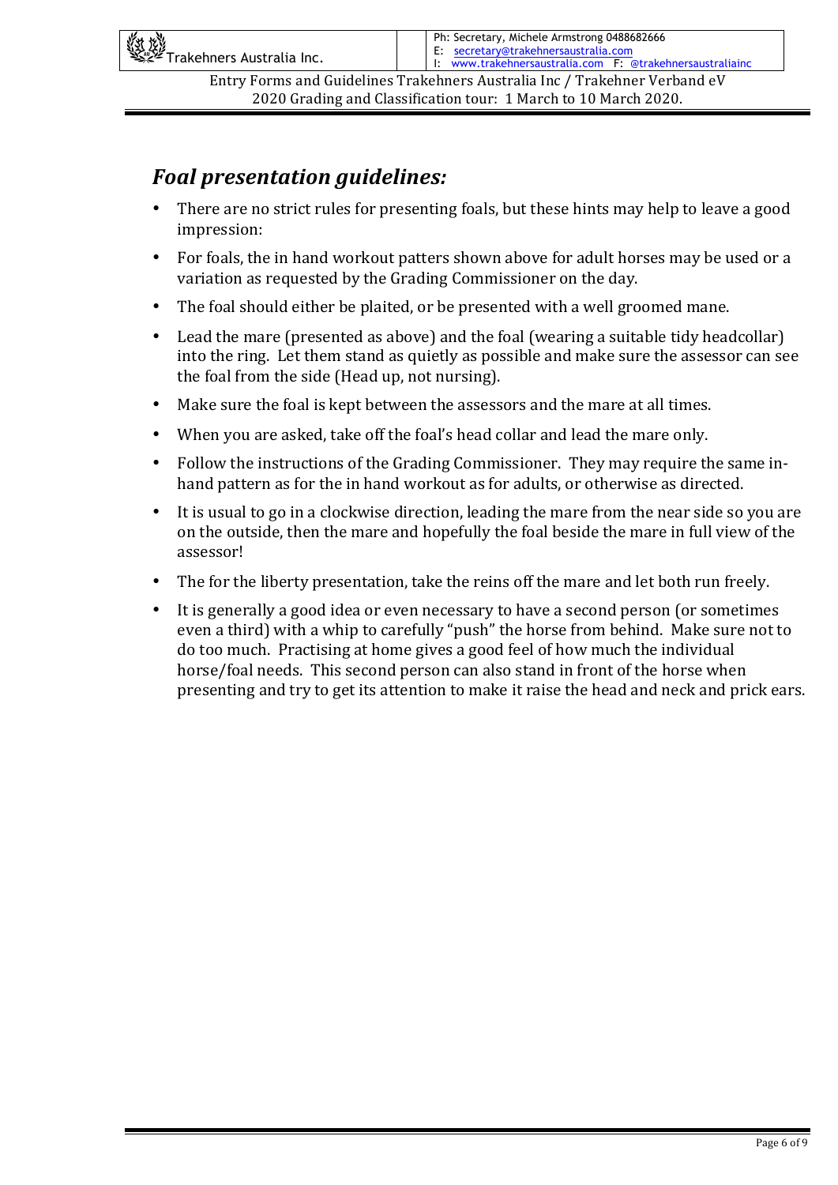## *Foal presentation guidelines:*

- There are no strict rules for presenting foals, but these hints may help to leave a good impression:
- For foals, the in hand workout patters shown above for adult horses may be used or a variation as requested by the Grading Commissioner on the day.
- The foal should either be plaited, or be presented with a well groomed mane.
- Lead the mare (presented as above) and the foal (wearing a suitable tidy headcollar) into the ring. Let them stand as quietly as possible and make sure the assessor can see the foal from the side (Head up, not nursing).
- Make sure the foal is kept between the assessors and the mare at all times.
- When you are asked, take off the foal's head collar and lead the mare only.
- Follow the instructions of the Grading Commissioner. They may require the same in-hand pattern as for the in hand workout as for adults, or otherwise as directed.
- It is usual to go in a clockwise direction, leading the mare from the near side so you are on the outside, then the mare and hopefully the foal beside the mare in full view of the assessor!
- The for the liberty presentation, take the reins off the mare and let both run freely.
- It is generally a good idea or even necessary to have a second person (or sometimes even a third) with a whip to carefully "push" the horse from behind. Make sure not to do too much. Practising at home gives a good feel of how much the individual horse/foal needs. This second person can also stand in front of the horse when presenting and try to get its attention to make it raise the head and neck and prick ears.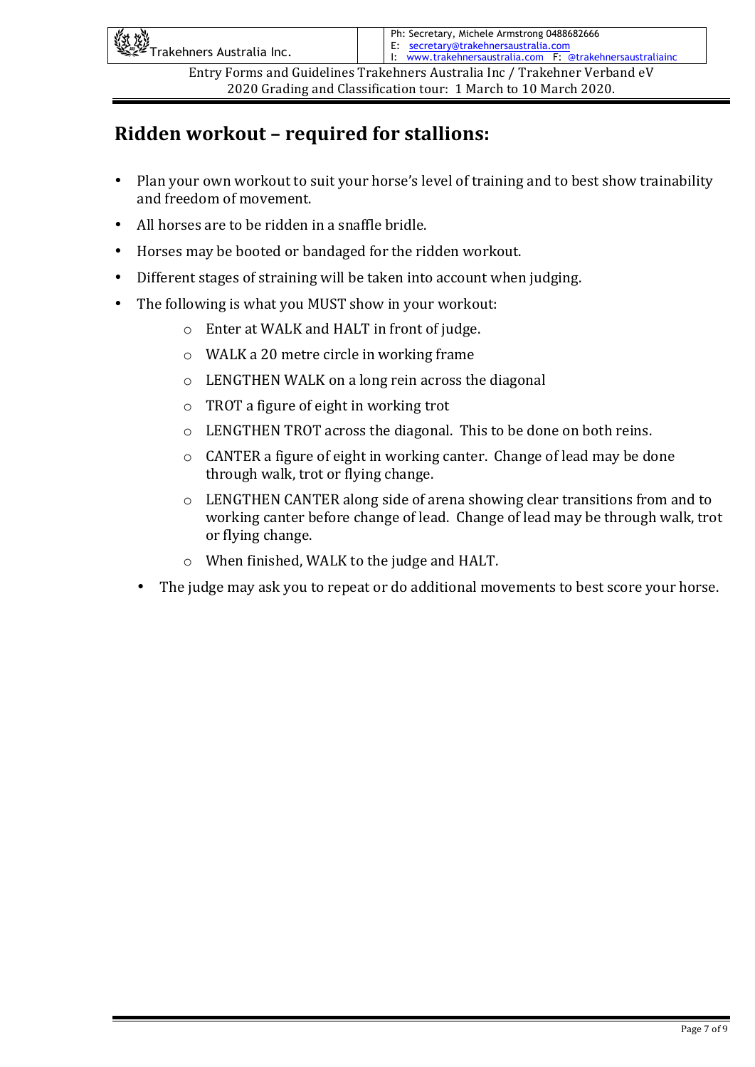## Ridden workout – required for stallions:

- Plan your own workout to suit your horse's level of training and to best show trainability and freedom of movement.
- All horses are to be ridden in a snaffle bridle.
- Horses may be booted or bandaged for the ridden workout.
- Different stages of straining will be taken into account when judging.
- The following is what you MUST show in your workout:
  - Enter at WALK and HALT in front of judge.
  - WALK a 20 metre circle in working frame
  - LENGTHEN WALK on a long rein across the diagonal
  - TROT a figure of eight in working trot
  - LENGTHEN TROT across the diagonal. This to be done on both reins.
  - CANTER a figure of eight in working canter. Change of lead may be done through walk, trot or flying change.
  - LENGTHEN CANTER along side of arena showing clear transitions from and to working canter before change of lead. Change of lead may be through walk, trot or flying change.
  - When finished, WALK to the judge and HALT.
- The judge may ask you to repeat or do additional movements to best score your horse.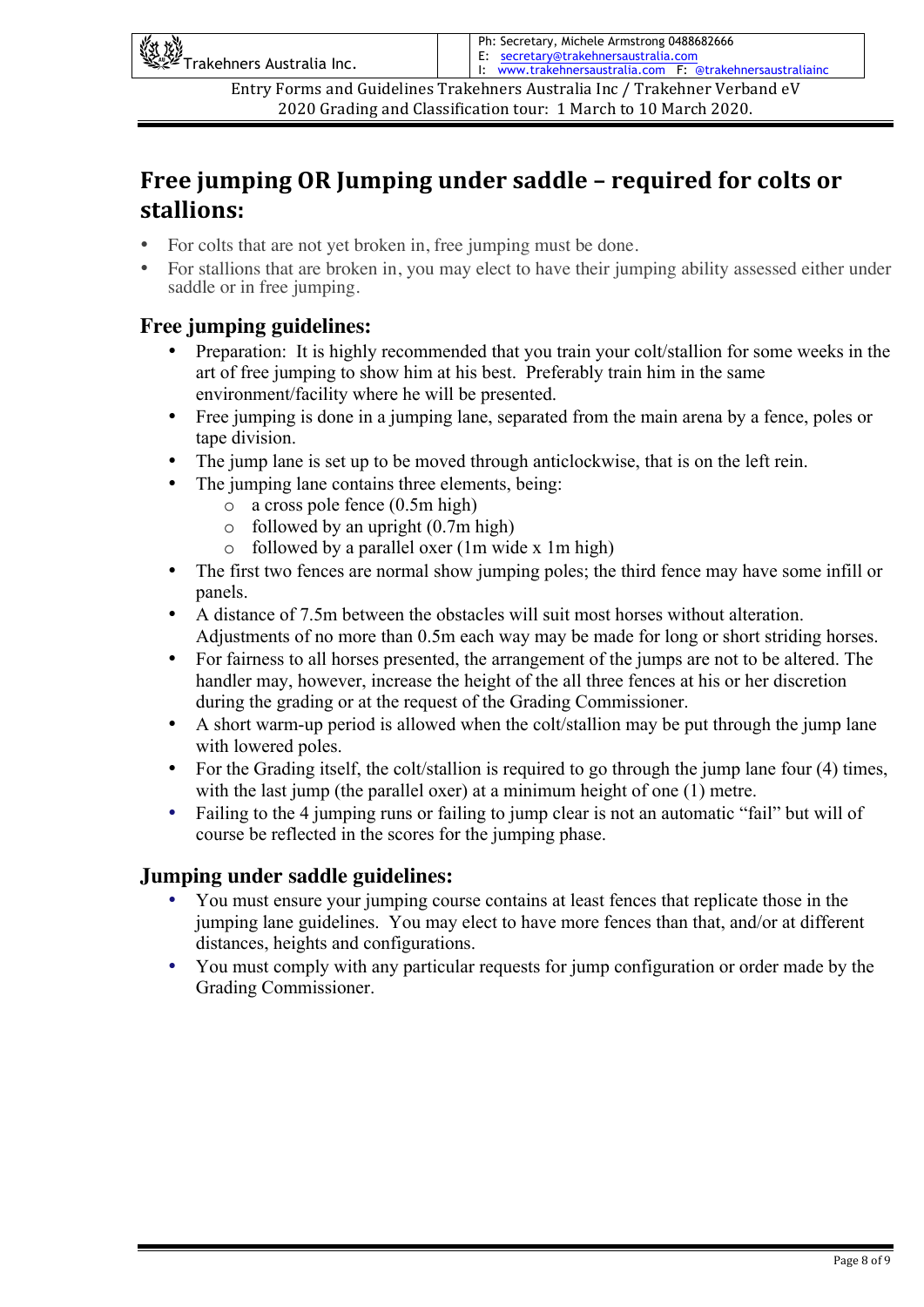# Free jumping OR Jumping under saddle – required for colts or stallions:

- For colts that are not yet broken in, free jumping must be done.
- For stallions that are broken in, you may elect to have their jumping ability assessed either under saddle or in free jumping.

## Free jumping guidelines:

- Preparation: It is highly recommended that you train your colt/stallion for some weeks in the art of free jumping to show him at his best. Preferably train him in the same environment/facility where he will be presented.
- Free jumping is done in a jumping lane, separated from the main arena by a fence, poles or tape division.
- The jump lane is set up to be moved through anticlockwise, that is on the left rein.
- The jumping lane contains three elements, being:
    - a cross pole fence (0.5m high)
    - followed by an upright (0.7m high)
    - followed by a parallel oxer (1m wide x 1m high)
- The first two fences are normal show jumping poles; the third fence may have some infill or panels.
- A distance of 7.5m between the obstacles will suit most horses without alteration. Adjustments of no more than 0.5m each way may be made for long or short striding horses.
- For fairness to all horses presented, the arrangement of the jumps are not to be altered. The handler may, however, increase the height of the all three fences at his or her discretion during the grading or at the request of the Grading Commissioner.
- A short warm-up period is allowed when the colt/stallion may be put through the jump lane with lowered poles.
- For the Grading itself, the colt/stallion is required to go through the jump lane four (4) times, with the last jump (the parallel oxer) at a minimum height of one (1) metre.
- Failing to the 4 jumping runs or failing to jump clear is not an automatic "fail" but will of course be reflected in the scores for the jumping phase.

## Jumping under saddle guidelines:

- You must ensure your jumping course contains at least fences that replicate those in the jumping lane guidelines. You may elect to have more fences than that, and/or at different distances, heights and configurations.
- You must comply with any particular requests for jump configuration or order made by the Grading Commissioner.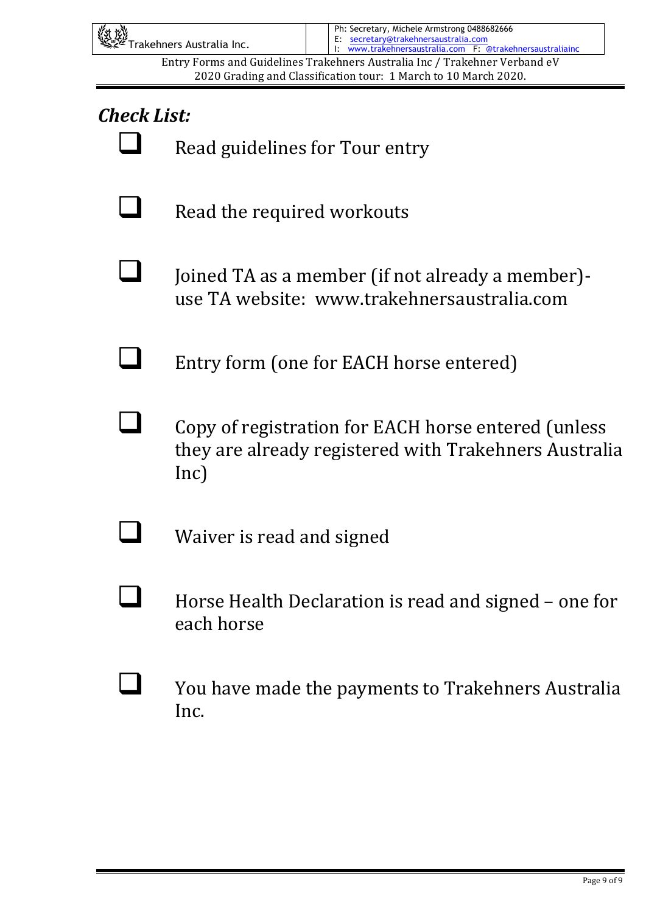## *Check List:*

- ☐ Read guidelines for Tour entry
- ☐ Read the required workouts
- ☐ Joined TA as a member (if not already a member)- use TA website: www.trakehnersaustralia.com
- ☐ Entry form (one for EACH horse entered)
- ☐ Copy of registration for EACH horse entered (unless they are already registered with Trakehners Australia Inc)
- ☐ Waiver is read and signed
- ☐ Horse Health Declaration is read and signed – one for each horse
- ☐ You have made the payments to Trakehners Australia Inc.